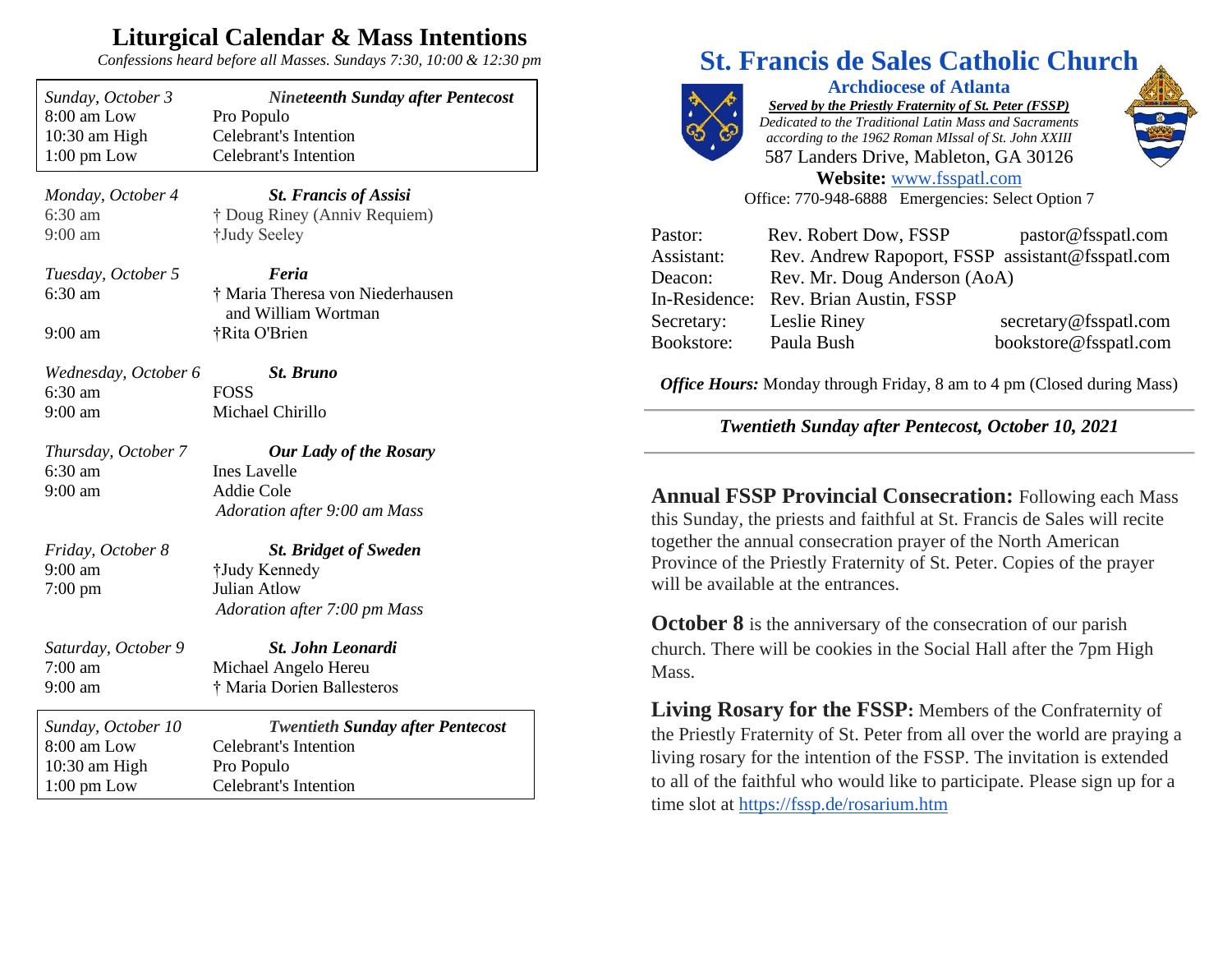## Liturgical Calendar & Mass Intentions

*Confessions heard before all Masses. Sundays 7:30, 10:00 & 12:30 pm*

| *Sunday, October 3* | ***Nineteenth Sunday after Pentecost*** |
|---|---|
| 8:00 am Low | Pro Populo |
| 10:30 am High | Celebrant's Intention |
| 1:00 pm Low | Celebrant's Intention |

| *Monday, October 4* | ***St. Francis of Assisi*** |
|---|---|
| 6:30 am | † Doug Riney (Anniv Requiem) |
| 9:00 am | †Judy Seeley |

| *Tuesday, October 5* | ***Feria*** |
|---|---|
| 6:30 am | † Maria Theresa von Niederhausen and William Wortman |
| 9:00 am | †Rita O'Brien |

| *Wednesday, October 6* | ***St. Bruno*** |
|---|---|
| 6:30 am | FOSS |
| 9:00 am | Michael Chirillo |

| *Thursday, October 7* | ***Our Lady of the Rosary*** |
|---|---|
| 6:30 am | Ines Lavelle |
| 9:00 am | Addie Cole |
| | *Adoration after 9:00 am Mass* |

| *Friday, October 8* | ***St. Bridget of Sweden*** |
|---|---|
| 9:00 am | †Judy Kennedy |
| 7:00 pm | Julian Atlow |
| | *Adoration after 7:00 pm Mass* |

| *Saturday, October 9* | ***St. John Leonardi*** |
|---|---|
| 7:00 am | Michael Angelo Hereu |
| 9:00 am | † Maria Dorien Ballesteros |

| *Sunday, October 10* | ***Twentieth Sunday after Pentecost*** |
|---|---|
| 8:00 am Low | Celebrant's Intention |
| 10:30 am High | Pro Populo |
| 1:00 pm Low | Celebrant's Intention |

# St. Francis de Sales Catholic Church

### Archdiocese of Atlanta

***Served by the Priestly Fraternity of St. Peter (FSSP)***

*Dedicated to the Traditional Latin Mass and Sacraments according to the 1962 Roman MIssal of St. John XXIII*

587 Landers Drive, Mableton, GA 30126

**Website:** www.fsspatl.com

Office: 770-948-6888 Emergencies: Select Option 7

| | | |
|---|---|---|
| Pastor: | Rev. Robert Dow, FSSP | pastor@fsspatl.com |
| Assistant: | Rev. Andrew Rapoport, FSSP | assistant@fsspatl.com |
| Deacon: | Rev. Mr. Doug Anderson (AoA) | |
| In-Residence: | Rev. Brian Austin, FSSP | |
| Secretary: | Leslie Riney | secretary@fsspatl.com |
| Bookstore: | Paula Bush | bookstore@fsspatl.com |

***Office Hours:*** Monday through Friday, 8 am to 4 pm (Closed during Mass)

***Twentieth Sunday after Pentecost, October 10, 2021***

**Annual FSSP Provincial Consecration:** Following each Mass this Sunday, the priests and faithful at St. Francis de Sales will recite together the annual consecration prayer of the North American Province of the Priestly Fraternity of St. Peter. Copies of the prayer will be available at the entrances.

**October 8** is the anniversary of the consecration of our parish church. There will be cookies in the Social Hall after the 7pm High Mass.

**Living Rosary for the FSSP:** Members of the Confraternity of the Priestly Fraternity of St. Peter from all over the world are praying a living rosary for the intention of the FSSP. The invitation is extended to all of the faithful who would like to participate. Please sign up for a time slot at https://fssp.de/rosarium.htm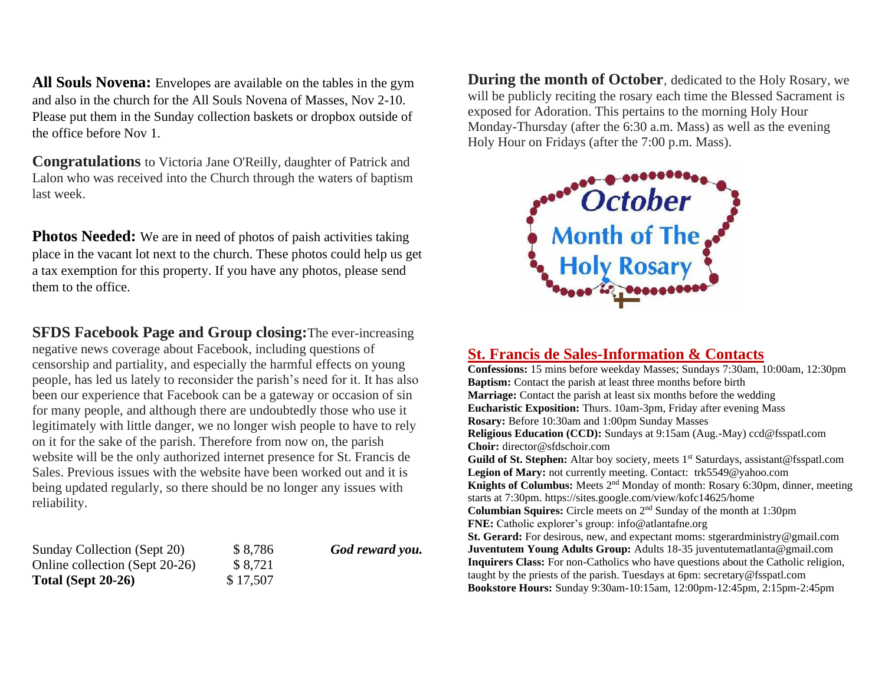**All Souls Novena:** Envelopes are available on the tables in the gym and also in the church for the All Souls Novena of Masses, Nov 2-10. Please put them in the Sunday collection baskets or dropbox outside of the office before Nov 1.

**Congratulations** to Victoria Jane O'Reilly, daughter of Patrick and Lalon who was received into the Church through the waters of baptism last week.

**Photos Needed:** We are in need of photos of paish activities taking place in the vacant lot next to the church. These photos could help us get a tax exemption for this property. If you have any photos, please send them to the office.

**SFDS Facebook Page and Group closing:** The ever-increasing negative news coverage about Facebook, including questions of censorship and partiality, and especially the harmful effects on young people, has led us lately to reconsider the parish's need for it. It has also been our experience that Facebook can be a gateway or occasion of sin for many people, and although there are undoubtedly those who use it legitimately with little danger, we no longer wish people to have to rely on it for the sake of the parish. Therefore from now on, the parish website will be the only authorized internet presence for St. Francis de Sales. Previous issues with the website have been worked out and it is being updated regularly, so there should be no longer any issues with reliability.

| | |
|---|---|
| Sunday Collection (Sept 20) | $ 8,786 |
| Online collection (Sept 20-26) | $ 8,721 |
| **Total (Sept 20-26)** | $ 17,507 |

***God reward you.***

**During the month of October**, dedicated to the Holy Rosary, we will be publicly reciting the rosary each time the Blessed Sacrament is exposed for Adoration. This pertains to the morning Holy Hour Monday-Thursday (after the 6:30 a.m. Mass) as well as the evening Holy Hour on Fridays (after the 7:00 p.m. Mass).

October Month of The Holy Rosary

## St. Francis de Sales-Information & Contacts

**Confessions:** 15 mins before weekday Masses; Sundays 7:30am, 10:00am, 12:30pm
**Baptism:** Contact the parish at least three months before birth
**Marriage:** Contact the parish at least six months before the wedding
**Eucharistic Exposition:** Thurs. 10am-3pm, Friday after evening Mass
**Rosary:** Before 10:30am and 1:00pm Sunday Masses
**Religious Education (CCD):** Sundays at 9:15am (Aug.-May) ccd@fsspatl.com
**Choir:** director@sfdschoir.com
**Guild of St. Stephen:** Altar boy society, meets 1st Saturdays, assistant@fsspatl.com
**Legion of Mary:** not currently meeting. Contact: trk5549@yahoo.com
**Knights of Columbus:** Meets 2nd Monday of month: Rosary 6:30pm, dinner, meeting starts at 7:30pm. https://sites.google.com/view/kofc14625/home
**Columbian Squires:** Circle meets on 2nd Sunday of the month at 1:30pm
**FNE:** Catholic explorer's group: info@atlantafne.org
**St. Gerard:** For desirous, new, and expectant moms: stgerardministry@gmail.com
**Juventutem Young Adults Group:** Adults 18-35 juventutematlanta@gmail.com
**Inquirers Class:** For non-Catholics who have questions about the Catholic religion, taught by the priests of the parish. Tuesdays at 6pm: secretary@fsspatl.com
**Bookstore Hours:** Sunday 9:30am-10:15am, 12:00pm-12:45pm, 2:15pm-2:45pm